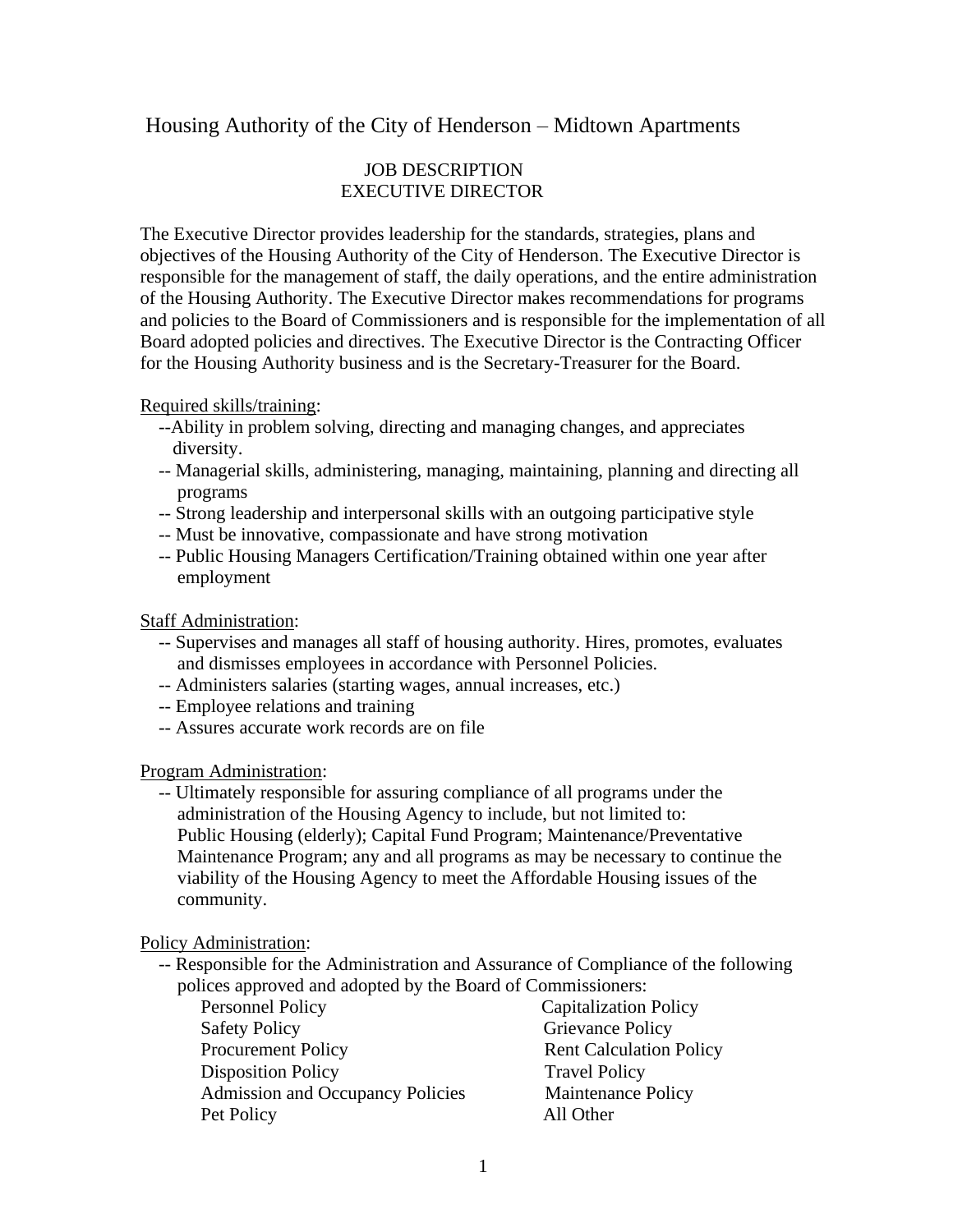# Housing Authority of the City of Henderson – Midtown Apartments

## JOB DESCRIPTION
## EXECUTIVE DIRECTOR

The Executive Director provides leadership for the standards, strategies, plans and objectives of the Housing Authority of the City of Henderson. The Executive Director is responsible for the management of staff, the daily operations, and the entire administration of the Housing Authority. The Executive Director makes recommendations for programs and policies to the Board of Commissioners and is responsible for the implementation of all Board adopted policies and directives. The Executive Director is the Contracting Officer for the Housing Authority business and is the Secretary-Treasurer for the Board.

<u>Required skills/training</u>:

- --Ability in problem solving, directing and managing changes, and appreciates diversity.
- -- Managerial skills, administering, managing, maintaining, planning and directing all programs
- -- Strong leadership and interpersonal skills with an outgoing participative style
- -- Must be innovative, compassionate and have strong motivation
- -- Public Housing Managers Certification/Training obtained within one year after employment

<u>Staff Administration</u>:

- -- Supervises and manages all staff of housing authority. Hires, promotes, evaluates and dismisses employees in accordance with Personnel Policies.
- -- Administers salaries (starting wages, annual increases, etc.)
- -- Employee relations and training
- -- Assures accurate work records are on file

<u>Program Administration</u>:

- -- Ultimately responsible for assuring compliance of all programs under the administration of the Housing Agency to include, but not limited to: Public Housing (elderly); Capital Fund Program; Maintenance/Preventative Maintenance Program; any and all programs as may be necessary to continue the viability of the Housing Agency to meet the Affordable Housing issues of the community.

<u>Policy Administration</u>:

- -- Responsible for the Administration and Assurance of Compliance of the following polices approved and adopted by the Board of Commissioners:

| | |
|---|---|
| Personnel Policy | Capitalization Policy |
| Safety Policy | Grievance Policy |
| Procurement Policy | Rent Calculation Policy |
| Disposition Policy | Travel Policy |
| Admission and Occupancy Policies | Maintenance Policy |
| Pet Policy | All Other |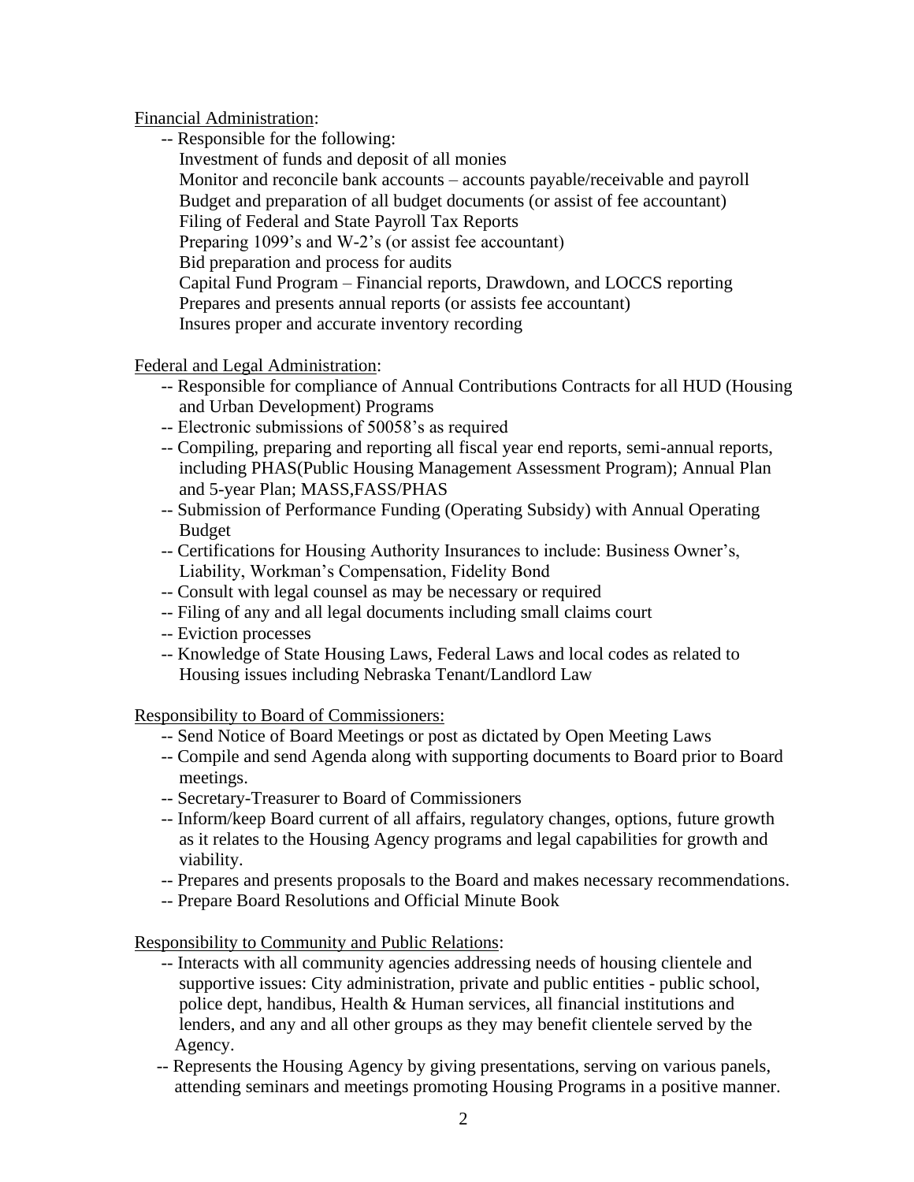Financial Administration:

-- Responsible for the following:

Investment of funds and deposit of all monies
Monitor and reconcile bank accounts – accounts payable/receivable and payroll
Budget and preparation of all budget documents (or assist of fee accountant)
Filing of Federal and State Payroll Tax Reports
Preparing 1099's and W-2's (or assist fee accountant)
Bid preparation and process for audits
Capital Fund Program – Financial reports, Drawdown, and LOCCS reporting
Prepares and presents annual reports (or assists fee accountant)
Insures proper and accurate inventory recording

Federal and Legal Administration:

- -- Responsible for compliance of Annual Contributions Contracts for all HUD (Housing and Urban Development) Programs
- -- Electronic submissions of 50058's as required
- -- Compiling, preparing and reporting all fiscal year end reports, semi-annual reports, including PHAS(Public Housing Management Assessment Program); Annual Plan and 5-year Plan; MASS,FASS/PHAS
- -- Submission of Performance Funding (Operating Subsidy) with Annual Operating Budget
- -- Certifications for Housing Authority Insurances to include: Business Owner's, Liability, Workman's Compensation, Fidelity Bond
- -- Consult with legal counsel as may be necessary or required
- -- Filing of any and all legal documents including small claims court
- -- Eviction processes
- -- Knowledge of State Housing Laws, Federal Laws and local codes as related to Housing issues including Nebraska Tenant/Landlord Law

Responsibility to Board of Commissioners:

- -- Send Notice of Board Meetings or post as dictated by Open Meeting Laws
- -- Compile and send Agenda along with supporting documents to Board prior to Board meetings.
- -- Secretary-Treasurer to Board of Commissioners
- -- Inform/keep Board current of all affairs, regulatory changes, options, future growth as it relates to the Housing Agency programs and legal capabilities for growth and viability.
- -- Prepares and presents proposals to the Board and makes necessary recommendations.
- -- Prepare Board Resolutions and Official Minute Book

Responsibility to Community and Public Relations:

- -- Interacts with all community agencies addressing needs of housing clientele and supportive issues: City administration, private and public entities - public school, police dept, handibus, Health & Human services, all financial institutions and lenders, and any and all other groups as they may benefit clientele served by the Agency.
- -- Represents the Housing Agency by giving presentations, serving on various panels, attending seminars and meetings promoting Housing Programs in a positive manner.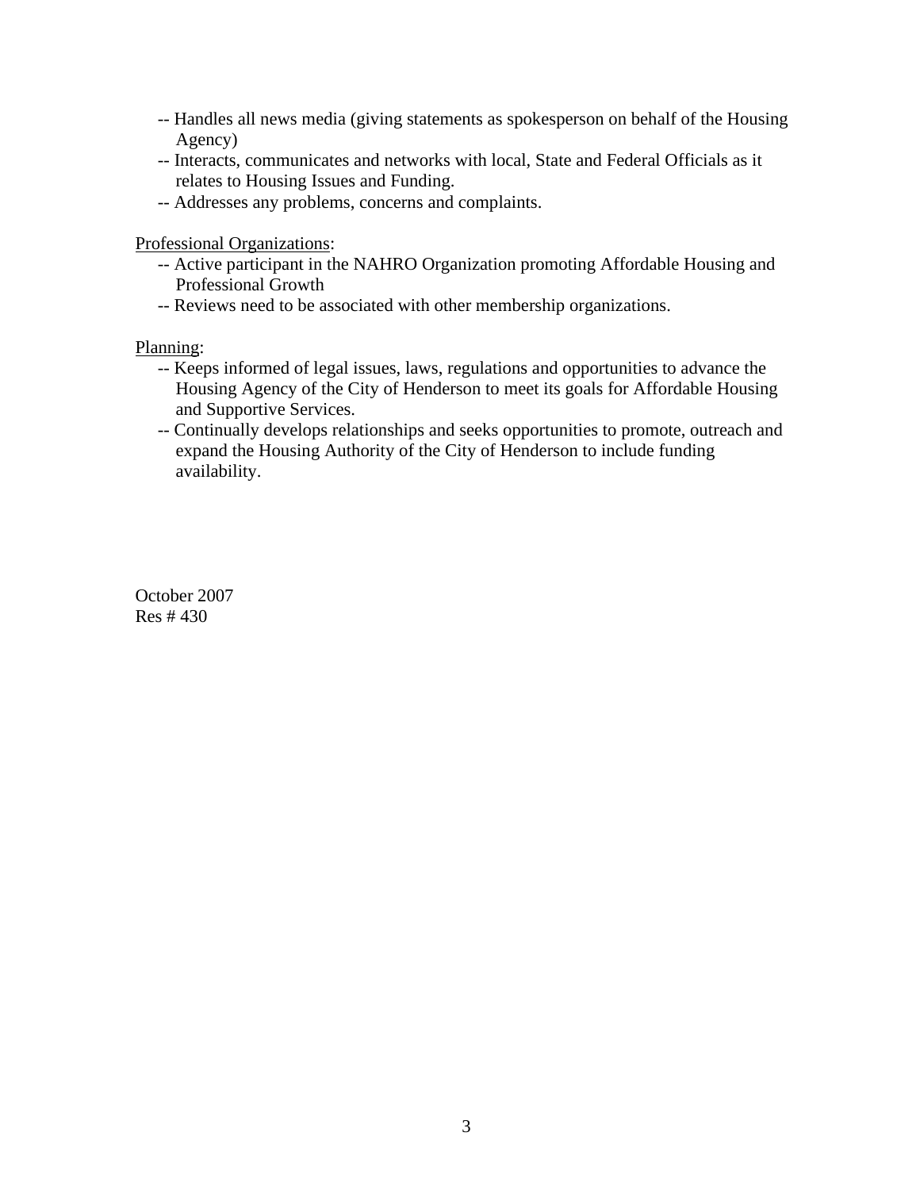-- Handles all news media (giving statements as spokesperson on behalf of the Housing Agency)

-- Interacts, communicates and networks with local, State and Federal Officials as it relates to Housing Issues and Funding.

-- Addresses any problems, concerns and complaints.

<u>Professional Organizations</u>:

-- Active participant in the NAHRO Organization promoting Affordable Housing and Professional Growth

-- Reviews need to be associated with other membership organizations.

<u>Planning</u>:

-- Keeps informed of legal issues, laws, regulations and opportunities to advance the Housing Agency of the City of Henderson to meet its goals for Affordable Housing and Supportive Services.

-- Continually develops relationships and seeks opportunities to promote, outreach and expand the Housing Authority of the City of Henderson to include funding availability.

October 2007
Res # 430